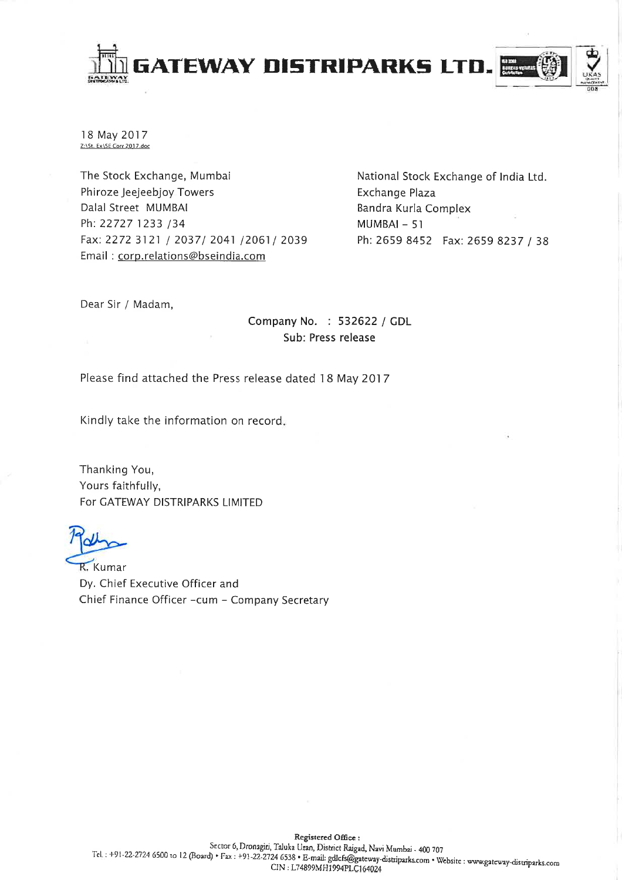# GATEWAY DISTRIPARKS LTD.

18 May 2017
Z:\St. Ex\SE Corr 2017.doc

The Stock Exchange, Mumbai
Phiroze Jeejeebjoy Towers
Dalal Street MUMBAI
Ph: 22727 1233 /34
Fax: 2272 3121 / 2037/ 2041 /2061/ 2039
Email : corp.relations@bseindia.com

National Stock Exchange of India Ltd.
Exchange Plaza
Bandra Kurla Complex
MUMBAI – 51
Ph: 2659 8452 Fax: 2659 8237 / 38

Dear Sir / Madam,

Company No. : 532622 / GDL
Sub: Press release

Please find attached the Press release dated 18 May 2017

Kindly take the information on record.

Thanking You,
Yours faithfully,
For GATEWAY DISTRIPARKS LIMITED

R. Kumar
Dy. Chief Executive Officer and
Chief Finance Officer -cum – Company Secretary

**Registered Office :**
Sector 6, Dronagiri, Taluka Uran, District Raigad, Navi Mumbai - 400 707
Tel. : +91-22-2724 6500 to 12 (Board) • Fax : +91-22-2724 6538 • E-mail: gdlcfs@gateway-distriparks.com • Website : www.gateway-distriparks.com
CIN : L74899MH1994PLC164024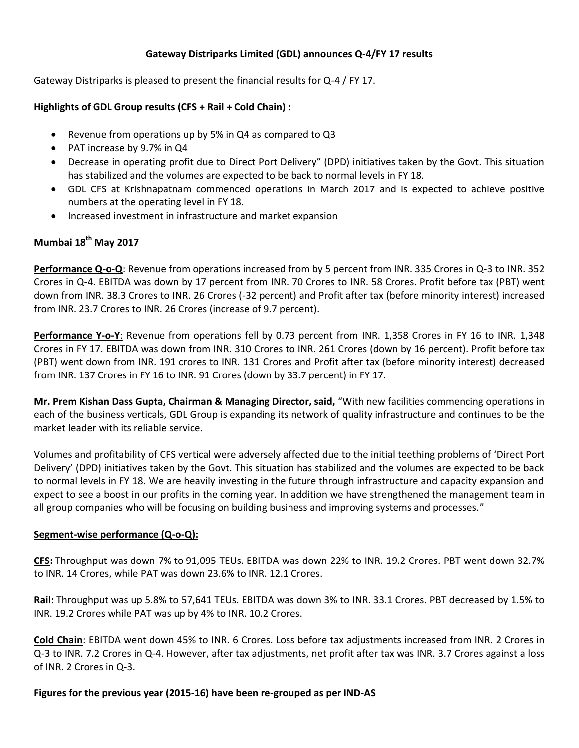**Gateway Distriparks Limited (GDL) announces Q-4/FY 17 results**

Gateway Distriparks is pleased to present the financial results for Q-4 / FY 17.

**Highlights of GDL Group results (CFS + Rail + Cold Chain) :**

- Revenue from operations up by 5% in Q4 as compared to Q3
- PAT increase by 9.7% in Q4
- Decrease in operating profit due to Direct Port Delivery" (DPD) initiatives taken by the Govt. This situation has stabilized and the volumes are expected to be back to normal levels in FY 18.
- GDL CFS at Krishnapatnam commenced operations in March 2017 and is expected to achieve positive numbers at the operating level in FY 18.
- Increased investment in infrastructure and market expansion

**Mumbai 18th May 2017**

**Performance Q-o-Q**: Revenue from operations increased from by 5 percent from INR. 335 Crores in Q-3 to INR. 352 Crores in Q-4. EBITDA was down by 17 percent from INR. 70 Crores to INR. 58 Crores. Profit before tax (PBT) went down from INR. 38.3 Crores to INR. 26 Crores (-32 percent) and Profit after tax (before minority interest) increased from INR. 23.7 Crores to INR. 26 Crores (increase of 9.7 percent).

**Performance Y-o-Y**: Revenue from operations fell by 0.73 percent from INR. 1,358 Crores in FY 16 to INR. 1,348 Crores in FY 17. EBITDA was down from INR. 310 Crores to INR. 261 Crores (down by 16 percent). Profit before tax (PBT) went down from INR. 191 crores to INR. 131 Crores and Profit after tax (before minority interest) decreased from INR. 137 Crores in FY 16 to INR. 91 Crores (down by 33.7 percent) in FY 17.

**Mr. Prem Kishan Dass Gupta, Chairman & Managing Director, said,** "With new facilities commencing operations in each of the business verticals, GDL Group is expanding its network of quality infrastructure and continues to be the market leader with its reliable service.

Volumes and profitability of CFS vertical were adversely affected due to the initial teething problems of 'Direct Port Delivery' (DPD) initiatives taken by the Govt. This situation has stabilized and the volumes are expected to be back to normal levels in FY 18. We are heavily investing in the future through infrastructure and capacity expansion and expect to see a boost in our profits in the coming year. In addition we have strengthened the management team in all group companies who will be focusing on building business and improving systems and processes."

**Segment-wise performance (Q-o-Q):**

**CFS:** Throughput was down 7% to 91,095 TEUs. EBITDA was down 22% to INR. 19.2 Crores. PBT went down 32.7% to INR. 14 Crores, while PAT was down 23.6% to INR. 12.1 Crores.

**Rail:** Throughput was up 5.8% to 57,641 TEUs. EBITDA was down 3% to INR. 33.1 Crores. PBT decreased by 1.5% to INR. 19.2 Crores while PAT was up by 4% to INR. 10.2 Crores.

**Cold Chain**: EBITDA went down 45% to INR. 6 Crores. Loss before tax adjustments increased from INR. 2 Crores in Q-3 to INR. 7.2 Crores in Q-4. However, after tax adjustments, net profit after tax was INR. 3.7 Crores against a loss of INR. 2 Crores in Q-3.

**Figures for the previous year (2015-16) have been re-grouped as per IND-AS**